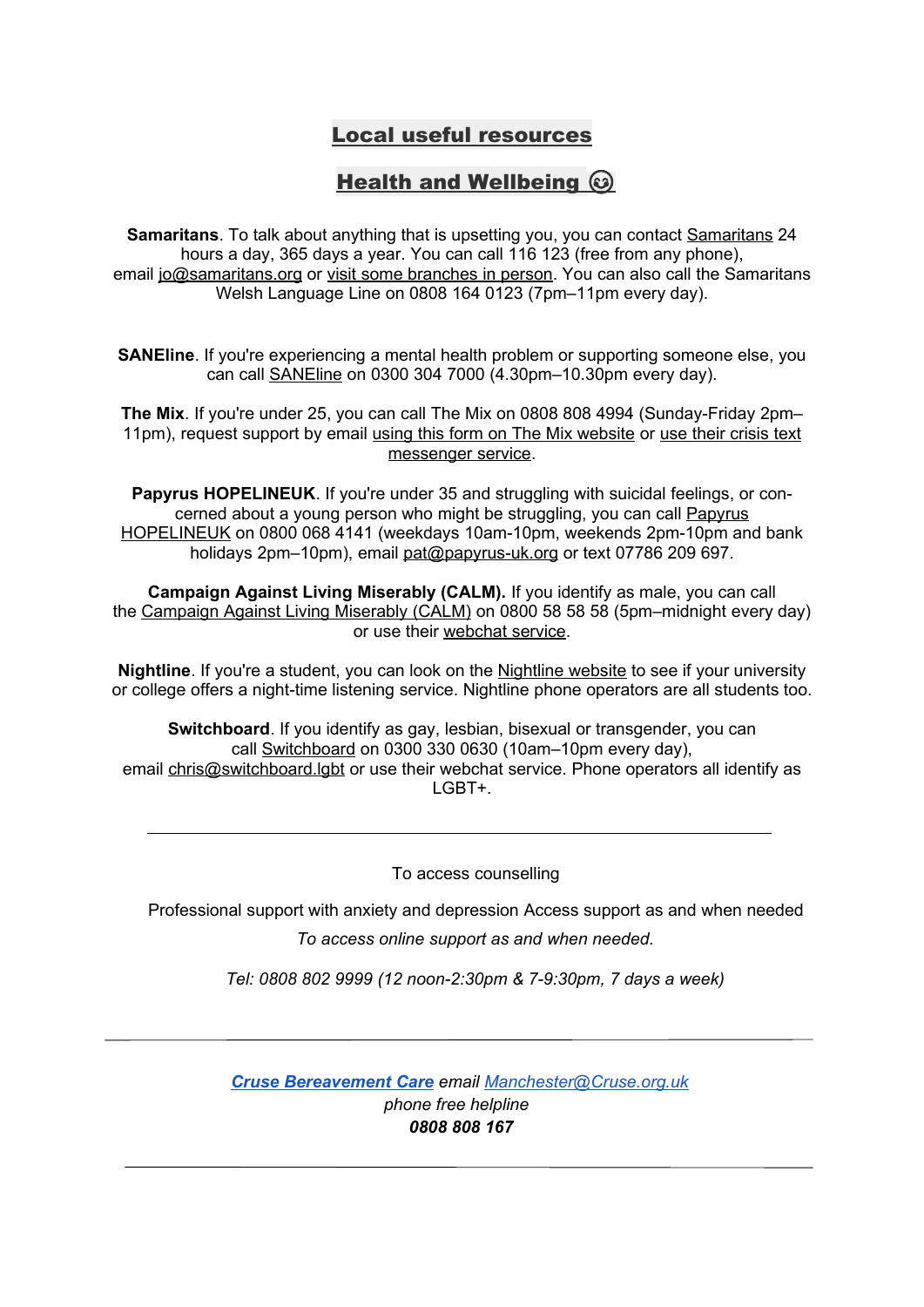# Local useful resources

## Health and Wellbeing 😊

**Samaritans**. To talk about anything that is upsetting you, you can contact Samaritans 24 hours a day, 365 days a year. You can call 116 123 (free from any phone), email jo@samaritans.org or visit some branches in person. You can also call the Samaritans Welsh Language Line on 0808 164 0123 (7pm–11pm every day).

**SANEline**. If you're experiencing a mental health problem or supporting someone else, you can call SANEline on 0300 304 7000 (4.30pm–10.30pm every day).

**The Mix**. If you're under 25, you can call The Mix on 0808 808 4994 (Sunday-Friday 2pm–11pm), request support by email using this form on The Mix website or use their crisis text messenger service.

**Papyrus HOPELINEUK**. If you're under 35 and struggling with suicidal feelings, or concerned about a young person who might be struggling, you can call Papyrus HOPELINEUK on 0800 068 4141 (weekdays 10am-10pm, weekends 2pm-10pm and bank holidays 2pm–10pm), email pat@papyrus-uk.org or text 07786 209 697.

**Campaign Against Living Miserably (CALM).** If you identify as male, you can call the Campaign Against Living Miserably (CALM) on 0800 58 58 58 (5pm–midnight every day) or use their webchat service.

**Nightline**. If you're a student, you can look on the Nightline website to see if your university or college offers a night-time listening service. Nightline phone operators are all students too.

**Switchboard**. If you identify as gay, lesbian, bisexual or transgender, you can call Switchboard on 0300 330 0630 (10am–10pm every day), email chris@switchboard.lgbt or use their webchat service. Phone operators all identify as LGBT+.

---

To access counselling

Professional support with anxiety and depression Access support as and when needed

*To access online support as and when needed.*

*Tel: 0808 802 9999 (12 noon-2:30pm & 7-9:30pm, 7 days a week)*

---

***Cruse Bereavement Care*** *email Manchester@Cruse.org.uk*
*phone free helpline*
***0808 808 167***

---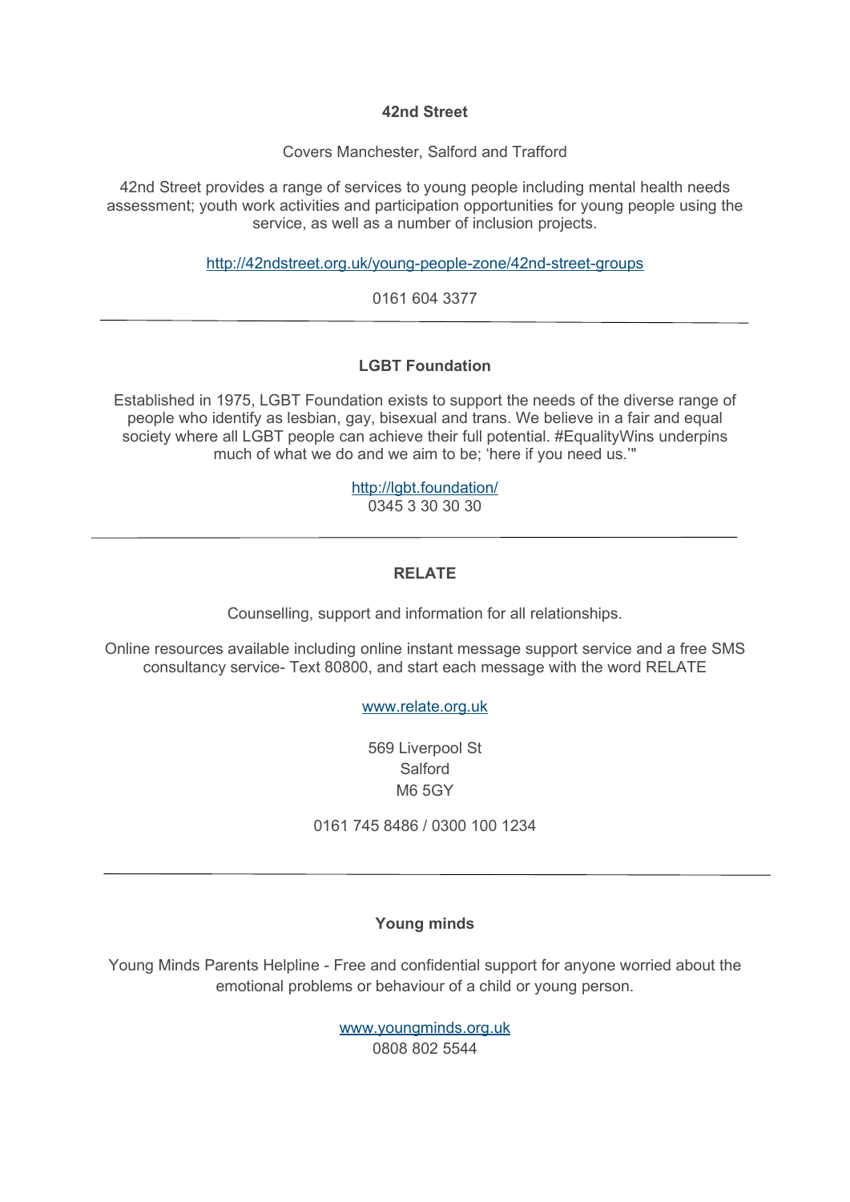**42nd Street**

Covers Manchester, Salford and Trafford

42nd Street provides a range of services to young people including mental health needs assessment; youth work activities and participation opportunities for young people using the service, as well as a number of inclusion projects.

http://42ndstreet.org.uk/young-people-zone/42nd-street-groups

0161 604 3377

---

**LGBT Foundation**

Established in 1975, LGBT Foundation exists to support the needs of the diverse range of people who identify as lesbian, gay, bisexual and trans. We believe in a fair and equal society where all LGBT people can achieve their full potential. #EqualityWins underpins much of what we do and we aim to be; 'here if you need us.'"

http://lgbt.foundation/
0345 3 30 30 30

---

**RELATE**

Counselling, support and information for all relationships.

Online resources available including online instant message support service and a free SMS consultancy service- Text 80800, and start each message with the word RELATE

www.relate.org.uk

569 Liverpool St
Salford
M6 5GY

0161 745 8486 / 0300 100 1234

---

**Young minds**

Young Minds Parents Helpline - Free and confidential support for anyone worried about the emotional problems or behaviour of a child or young person.

www.youngminds.org.uk
0808 802 5544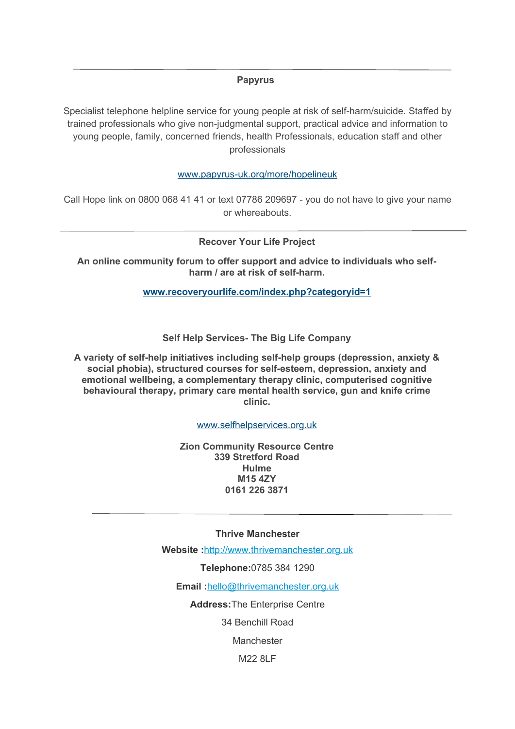---

**Papyrus**

Specialist telephone helpline service for young people at risk of self-harm/suicide. Staffed by trained professionals who give non-judgmental support, practical advice and information to young people, family, concerned friends, health Professionals, education staff and other professionals

[www.papyrus-uk.org/more/hopelineuk](www.papyrus-uk.org/more/hopelineuk)

Call Hope link on 0800 068 41 41 or text 07786 209697 - you do not have to give your name or whereabouts.

---

**Recover Your Life Project**

**An online community forum to offer support and advice to individuals who self-harm / are at risk of self-harm.**

**[www.recoveryourlife.com/index.php?categoryid=1](www.recoveryourlife.com/index.php?categoryid=1)**

**Self Help Services- The Big Life Company**

**A variety of self-help initiatives including self-help groups (depression, anxiety & social phobia), structured courses for self-esteem, depression, anxiety and emotional wellbeing, a complementary therapy clinic, computerised cognitive behavioural therapy, primary care mental health service, gun and knife crime clinic.**

[www.selfhelpservices.org.uk](www.selfhelpservices.org.uk)

**Zion Community Resource Centre**
**339 Stretford Road**
**Hulme**
**M15 4ZY**
**0161 226 3871**

---

**Thrive Manchester**

**Website :**[http://www.thrivemanchester.org.uk](http://www.thrivemanchester.org.uk)

**Telephone:**0785 384 1290

**Email :**[hello@thrivemanchester.org.uk](mailto:hello@thrivemanchester.org.uk)

**Address:**The Enterprise Centre

34 Benchill Road

Manchester

M22 8LF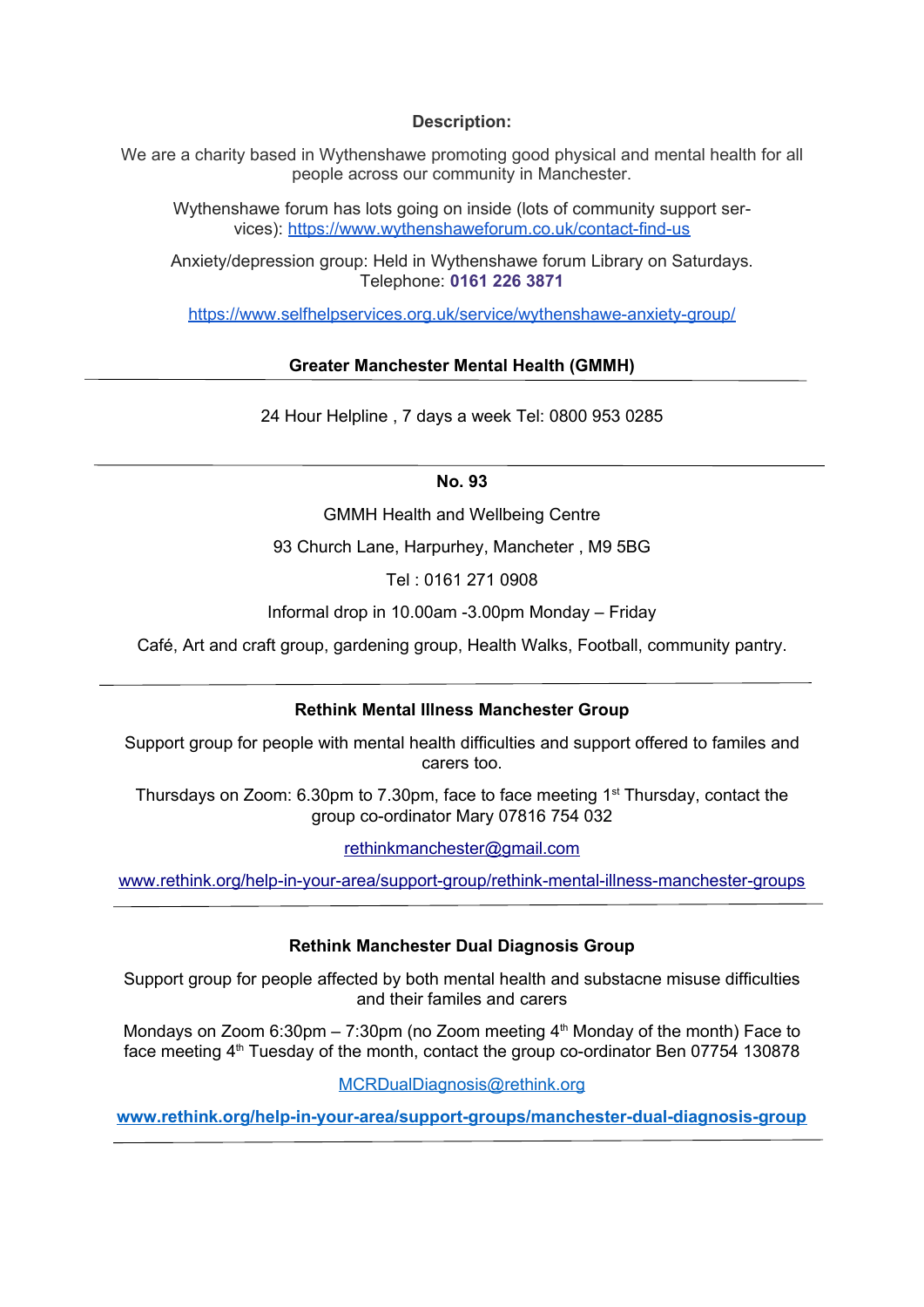**Description:**

We are a charity based in Wythenshawe promoting good physical and mental health for all people across our community in Manchester.

Wythenshawe forum has lots going on inside (lots of community support services): https://www.wythenshaweforum.co.uk/contact-find-us

Anxiety/depression group: Held in Wythenshawe forum Library on Saturdays. Telephone: **0161 226 3871**

https://www.selfhelpservices.org.uk/service/wythenshawe-anxiety-group/

**Greater Manchester Mental Health (GMMH)**

---

24 Hour Helpline , 7 days a week Tel: 0800 953 0285

---

**No. 93**

GMMH Health and Wellbeing Centre

93 Church Lane, Harpurhey, Mancheter , M9 5BG

Tel : 0161 271 0908

Informal drop in 10.00am -3.00pm Monday – Friday

Café, Art and craft group, gardening group, Health Walks, Football, community pantry.

---

**Rethink Mental Illness Manchester Group**

Support group for people with mental health difficulties and support offered to familes and carers too.

Thursdays on Zoom: 6.30pm to 7.30pm, face to face meeting 1st Thursday, contact the group co-ordinator Mary 07816 754 032

rethinkmanchester@gmail.com

www.rethink.org/help-in-your-area/support-group/rethink-mental-illness-manchester-groups

---

**Rethink Manchester Dual Diagnosis Group**

Support group for people affected by both mental health and substacne misuse difficulties and their familes and carers

Mondays on Zoom 6:30pm – 7:30pm (no Zoom meeting 4th Monday of the month) Face to face meeting 4th Tuesday of the month, contact the group co-ordinator Ben 07754 130878

MCRDualDiagnosis@rethink.org

**www.rethink.org/help-in-your-area/support-groups/manchester-dual-diagnosis-group**

---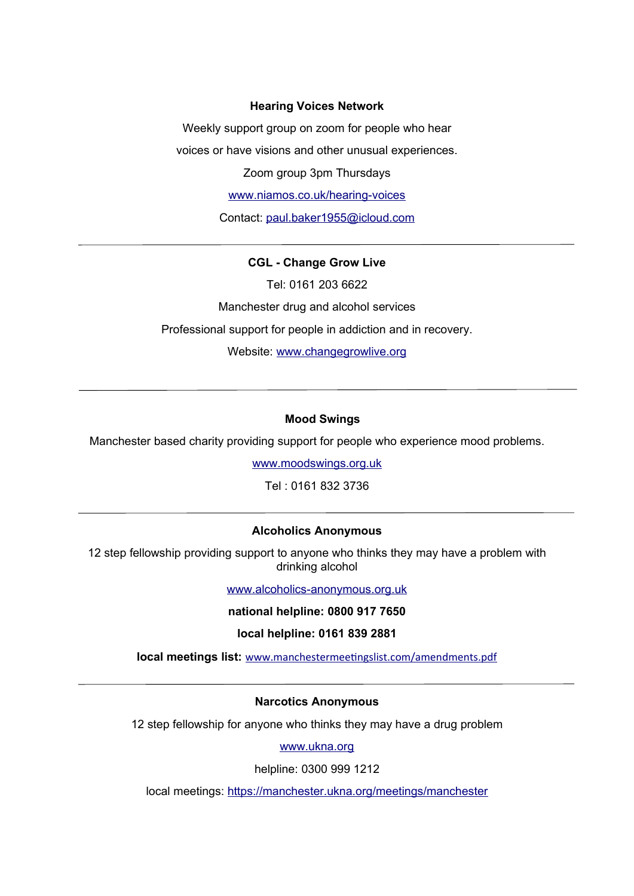### Hearing Voices Network

Weekly support group on zoom for people who hear

voices or have visions and other unusual experiences.

Zoom group 3pm Thursdays

[www.niamos.co.uk/hearing-voices](http://www.niamos.co.uk/hearing-voices)

Contact: [paul.baker1955@icloud.com](mailto:paul.baker1955@icloud.com)

---

### CGL - Change Grow Live

Tel: 0161 203 6622

Manchester drug and alcohol services

Professional support for people in addiction and in recovery.

Website: [www.changegrowlive.org](http://www.changegrowlive.org)

---

### Mood Swings

Manchester based charity providing support for people who experience mood problems.

[www.moodswings.org.uk](http://www.moodswings.org.uk)

Tel : 0161 832 3736

---

### Alcoholics Anonymous

12 step fellowship providing support to anyone who thinks they may have a problem with drinking alcohol

[www.alcoholics-anonymous.org.uk](http://www.alcoholics-anonymous.org.uk)

**national helpline: 0800 917 7650**

**local helpline: 0161 839 2881**

**local meetings list:** [www.manchestermeetingslist.com/amendments.pdf](http://www.manchestermeetingslist.com/amendments.pdf)

---

### Narcotics Anonymous

12 step fellowship for anyone who thinks they may have a drug problem

[www.ukna.org](http://www.ukna.org)

helpline: 0300 999 1212

local meetings: [https://manchester.ukna.org/meetings/manchester](https://manchester.ukna.org/meetings/manchester)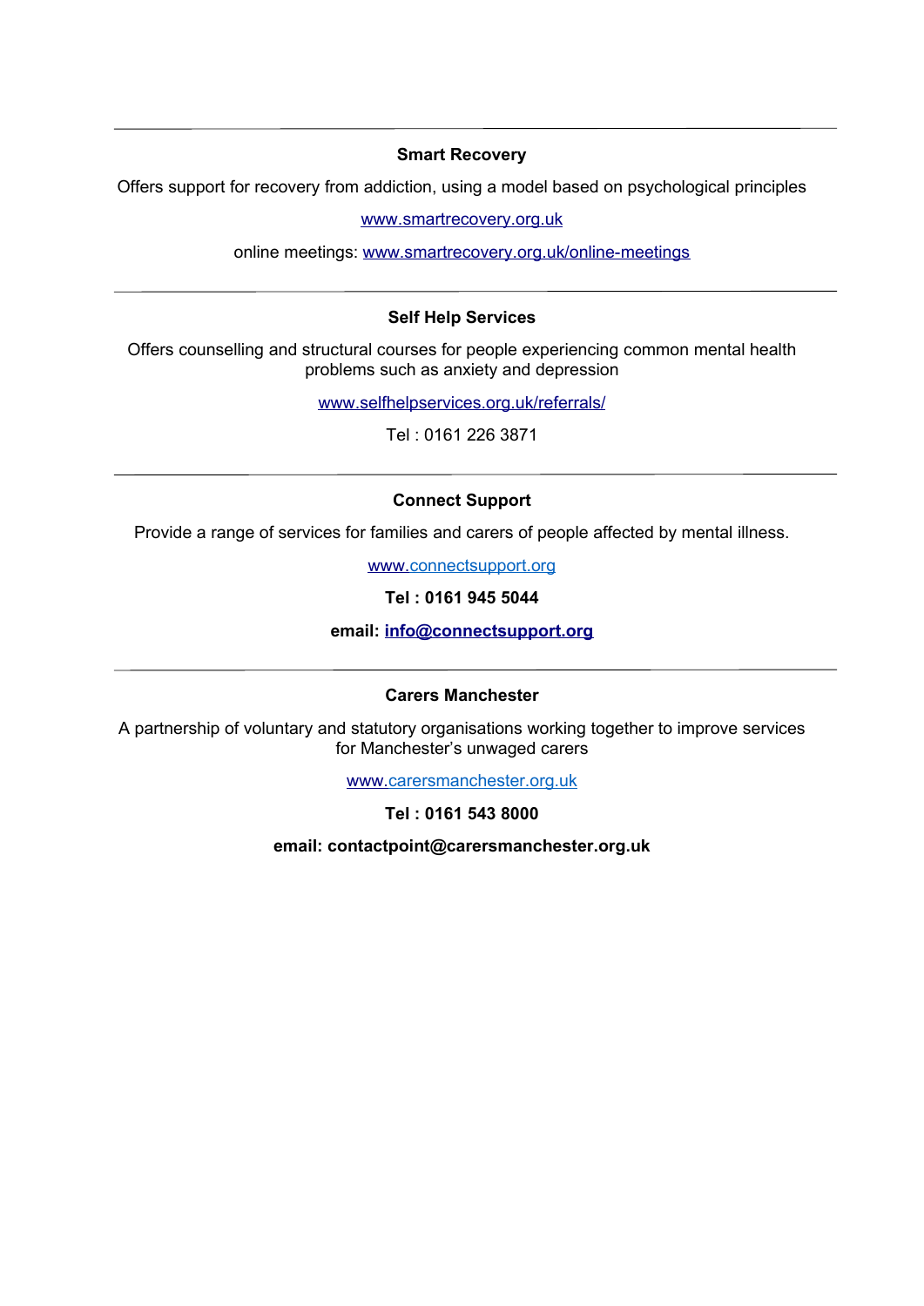---

**Smart Recovery**

Offers support for recovery from addiction, using a model based on psychological principles

www.smartrecovery.org.uk

online meetings: www.smartrecovery.org.uk/online-meetings

---

**Self Help Services**

Offers counselling and structural courses for people experiencing common mental health problems such as anxiety and depression

www.selfhelpservices.org.uk/referrals/

Tel : 0161 226 3871

---

**Connect Support**

Provide a range of services for families and carers of people affected by mental illness.

www.connectsupport.org

**Tel : 0161 945 5044**

**email: info@connectsupport.org**

---

**Carers Manchester**

A partnership of voluntary and statutory organisations working together to improve services for Manchester's unwaged carers

www.carersmanchester.org.uk

**Tel : 0161 543 8000**

**email: contactpoint@carersmanchester.org.uk**